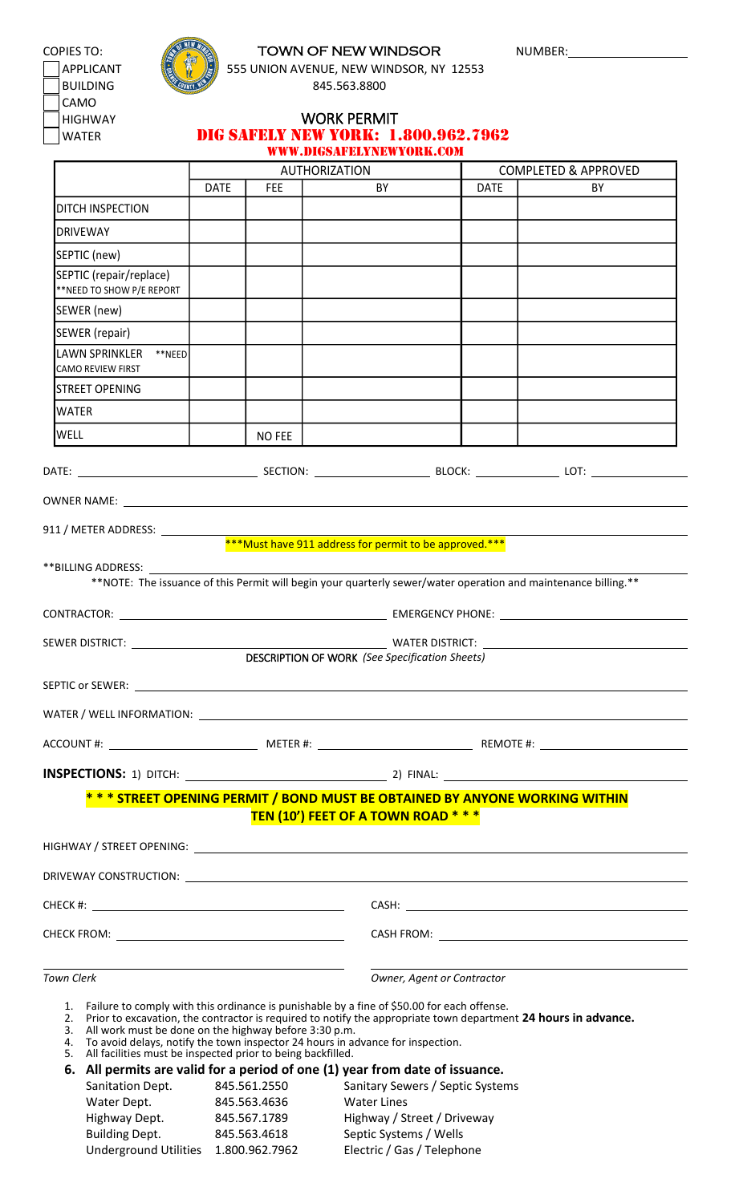COPIES TO:

- [ ] APPLICANT
- [ ] BUILDING
- [ ] CAMO
- [ ] HIGHWAY
- [ ] WATER

# TOWN OF NEW WINDSOR

555 UNION AVENUE, NEW WINDSOR, NY 12553

845.563.8800

NUMBER: ______________

## WORK PERMIT

**DIG SAFELY NEW YORK: 1.800.962.7962**

**WWW.DIGSAFELYNEWYORK.COM**

| | AUTHORIZATION | | | COMPLETED & APPROVED | |
|---|---|---|---|---|---|
| | DATE | FEE | BY | DATE | BY |
| DITCH INSPECTION | | | | | |
| DRIVEWAY | | | | | |
| SEPTIC (new) | | | | | |
| SEPTIC (repair/replace) **NEED TO SHOW P/E REPORT | | | | | |
| SEWER (new) | | | | | |
| SEWER (repair) | | | | | |
| LAWN SPRINKLER **NEED CAMO REVIEW FIRST | | | | | |
| STREET OPENING | | | | | |
| WATER | | | | | |
| WELL | | NO FEE | | | |

DATE: ______________ SECTION: ______________ BLOCK: ______________ LOT: ______________

OWNER NAME: ______________________________

911 / METER ADDRESS: ______________________________

***Must have 911 address for permit to be approved.***

**BILLING ADDRESS: ______________________________

**NOTE: The issuance of this Permit will begin your quarterly sewer/water operation and maintenance billing.**

CONTRACTOR: ______________________________ EMERGENCY PHONE: ______________________________

SEWER DISTRICT: ______________________________ WATER DISTRICT: ______________________________

**DESCRIPTION OF WORK** *(See Specification Sheets)*

SEPTIC or SEWER: ______________________________

WATER / WELL INFORMATION: ______________________________

ACCOUNT #: ______________ METER #: ______________ REMOTE #: ______________

**INSPECTIONS:** 1) DITCH: ______________ 2) FINAL: ______________

**\* \* \* STREET OPENING PERMIT / BOND MUST BE OBTAINED BY ANYONE WORKING WITHIN TEN (10') FEET OF A TOWN ROAD \* \* \***

HIGHWAY / STREET OPENING: ______________________________

DRIVEWAY CONSTRUCTION: ______________________________

CHECK #: ______________________________ CASH: ______________________________

CHECK FROM: ______________________________ CASH FROM: ______________________________

______________________________ ______________________________

*Town Clerk* *Owner, Agent or Contractor*

1. Failure to comply with this ordinance is punishable by a fine of $50.00 for each offense.
2. Prior to excavation, the contractor is required to notify the appropriate town department **24 hours in advance.**
3. All work must be done on the highway before 3:30 p.m.
4. To avoid delays, notify the town inspector 24 hours in advance for inspection.
5. All facilities must be inspected prior to being backfilled.
6. **All permits are valid for a period of one (1) year from date of issuance.**

| | | |
|---|---|---|
| Sanitation Dept. | 845.561.2550 | Sanitary Sewers / Septic Systems |
| Water Dept. | 845.563.4636 | Water Lines |
| Highway Dept. | 845.567.1789 | Highway / Street / Driveway |
| Building Dept. | 845.563.4618 | Septic Systems / Wells |
| Underground Utilities | 1.800.962.7962 | Electric / Gas / Telephone |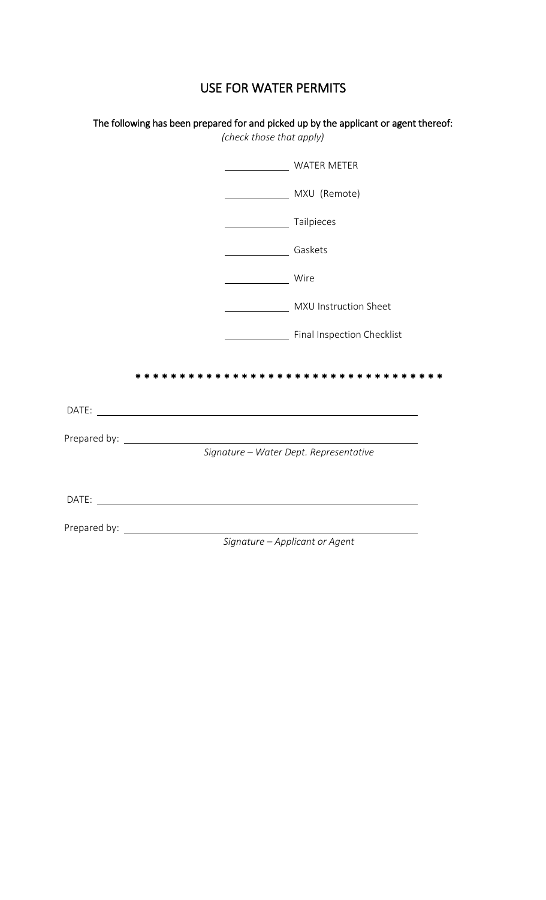# USE FOR WATER PERMITS

**The following has been prepared for and picked up by the applicant or agent thereof:**

*(check those that apply)*

\_\_\_\_\_\_\_\_\_\_ WATER METER

\_\_\_\_\_\_\_\_\_\_ MXU (Remote)

\_\_\_\_\_\_\_\_\_\_ Tailpieces

\_\_\_\_\_\_\_\_\_\_ Gaskets

\_\_\_\_\_\_\_\_\_\_ Wire

\_\_\_\_\_\_\_\_\_\_ MXU Instruction Sheet

\_\_\_\_\_\_\_\_\_\_ Final Inspection Checklist

\* \* \* \* \* \* \* \* \* \* \* \* \* \* \* \* \* \* \* \* \* \* \* \* \* \* \* \* \* \* \* \* \* \*

DATE: \_\_\_\_\_\_\_\_\_\_\_\_\_\_\_\_\_\_\_\_\_\_\_\_\_\_\_\_\_\_\_\_\_\_\_\_\_\_\_\_

Prepared by: \_\_\_\_\_\_\_\_\_\_\_\_\_\_\_\_\_\_\_\_\_\_\_\_\_\_\_\_\_\_\_\_\_\_\_\_\_\_\_\_

*Signature – Water Dept. Representative*

DATE: \_\_\_\_\_\_\_\_\_\_\_\_\_\_\_\_\_\_\_\_\_\_\_\_\_\_\_\_\_\_\_\_\_\_\_\_\_\_\_\_

Prepared by: \_\_\_\_\_\_\_\_\_\_\_\_\_\_\_\_\_\_\_\_\_\_\_\_\_\_\_\_\_\_\_\_\_\_\_\_\_\_\_\_

*Signature – Applicant or Agent*